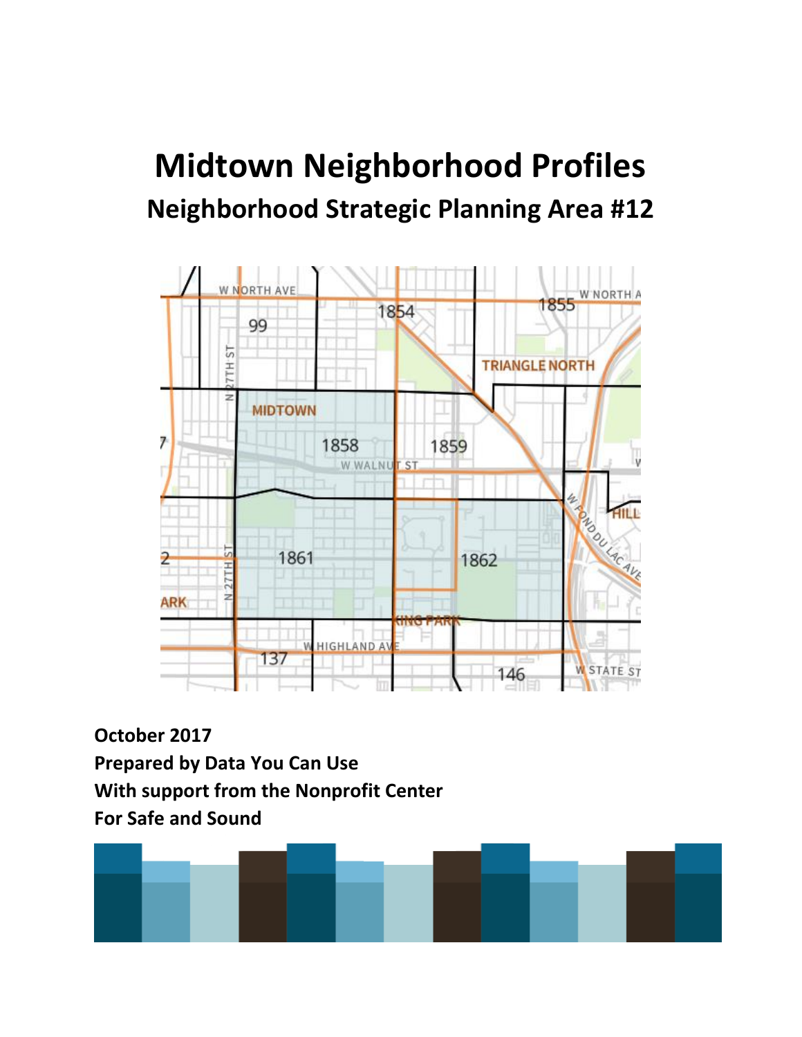# Midtown Neighborhood Profiles

## Neighborhood Strategic Planning Area #12

**October 2017**
**Prepared by Data You Can Use**
**With support from the Nonprofit Center**
**For Safe and Sound**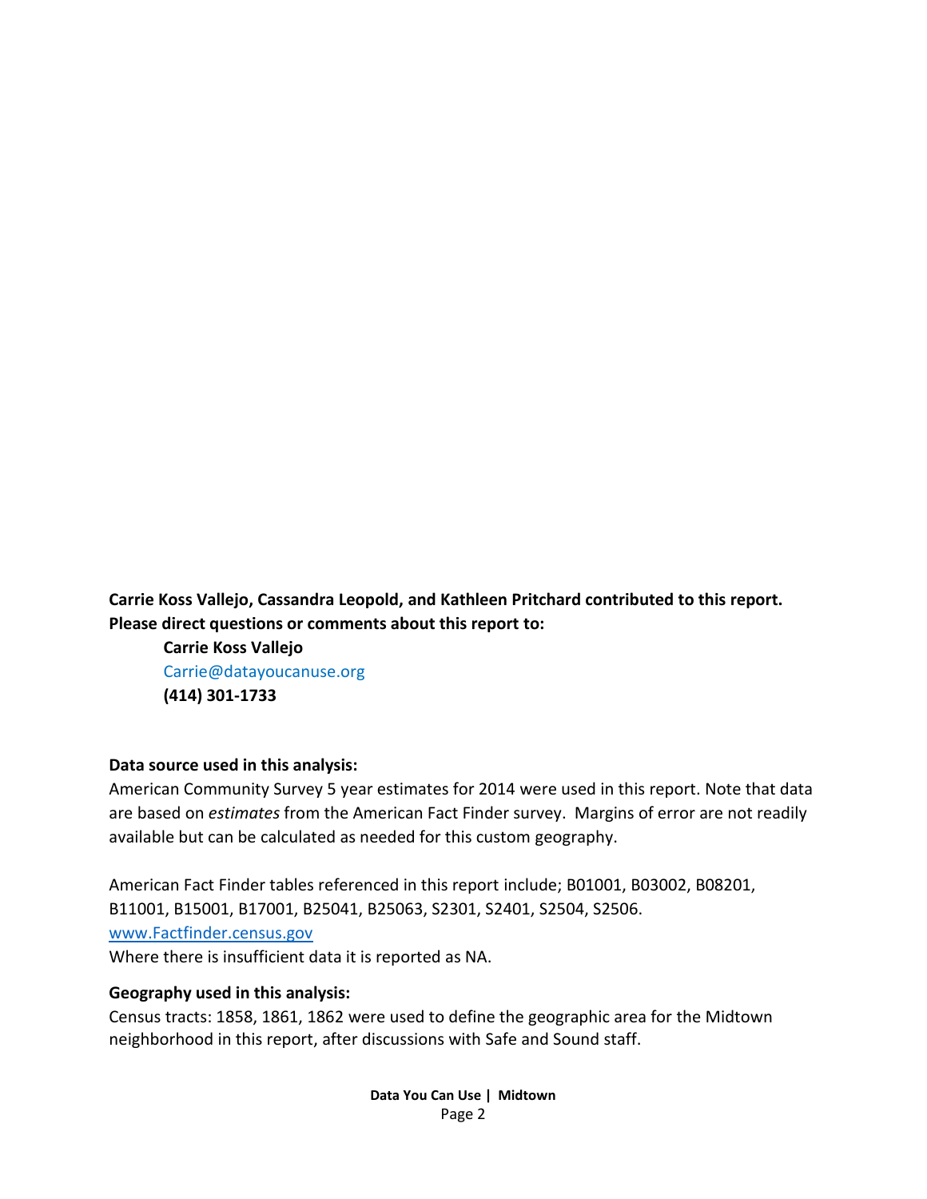**Carrie Koss Vallejo, Cassandra Leopold, and Kathleen Pritchard contributed to this report. Please direct questions or comments about this report to:**

> **Carrie Koss Vallejo**
> Carrie@datayoucanuse.org
> **(414) 301-1733**

**Data source used in this analysis:**

American Community Survey 5 year estimates for 2014 were used in this report. Note that data are based on *estimates* from the American Fact Finder survey. Margins of error are not readily available but can be calculated as needed for this custom geography.

American Fact Finder tables referenced in this report include; B01001, B03002, B08201, B11001, B15001, B17001, B25041, B25063, S2301, S2401, S2504, S2506.
[www.Factfinder.census.gov](www.Factfinder.census.gov)
Where there is insufficient data it is reported as NA.

**Geography used in this analysis:**

Census tracts: 1858, 1861, 1862 were used to define the geographic area for the Midtown neighborhood in this report, after discussions with Safe and Sound staff.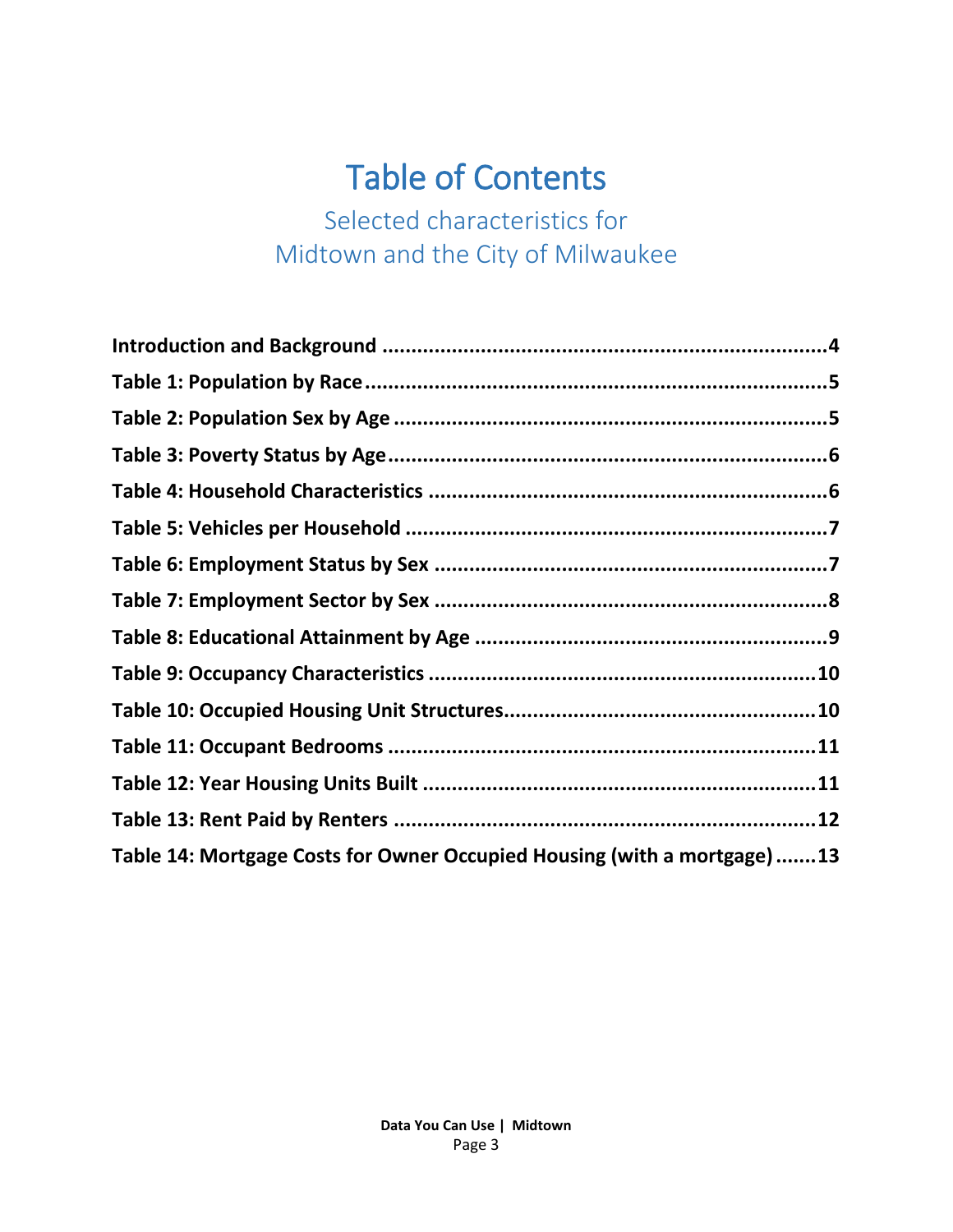# Table of Contents

## Selected characteristics for Midtown and the City of Milwaukee

**Introduction and Background** .......... 4

**Table 1: Population by Race** .......... 5

**Table 2: Population Sex by Age** .......... 5

**Table 3: Poverty Status by Age** .......... 6

**Table 4: Household Characteristics** .......... 6

**Table 5: Vehicles per Household** .......... 7

**Table 6: Employment Status by Sex** .......... 7

**Table 7: Employment Sector by Sex** .......... 8

**Table 8: Educational Attainment by Age** .......... 9

**Table 9: Occupancy Characteristics** .......... 10

**Table 10: Occupied Housing Unit Structures** .......... 10

**Table 11: Occupant Bedrooms** .......... 11

**Table 12: Year Housing Units Built** .......... 11

**Table 13: Rent Paid by Renters** .......... 12

**Table 14: Mortgage Costs for Owner Occupied Housing (with a mortgage)** .......... 13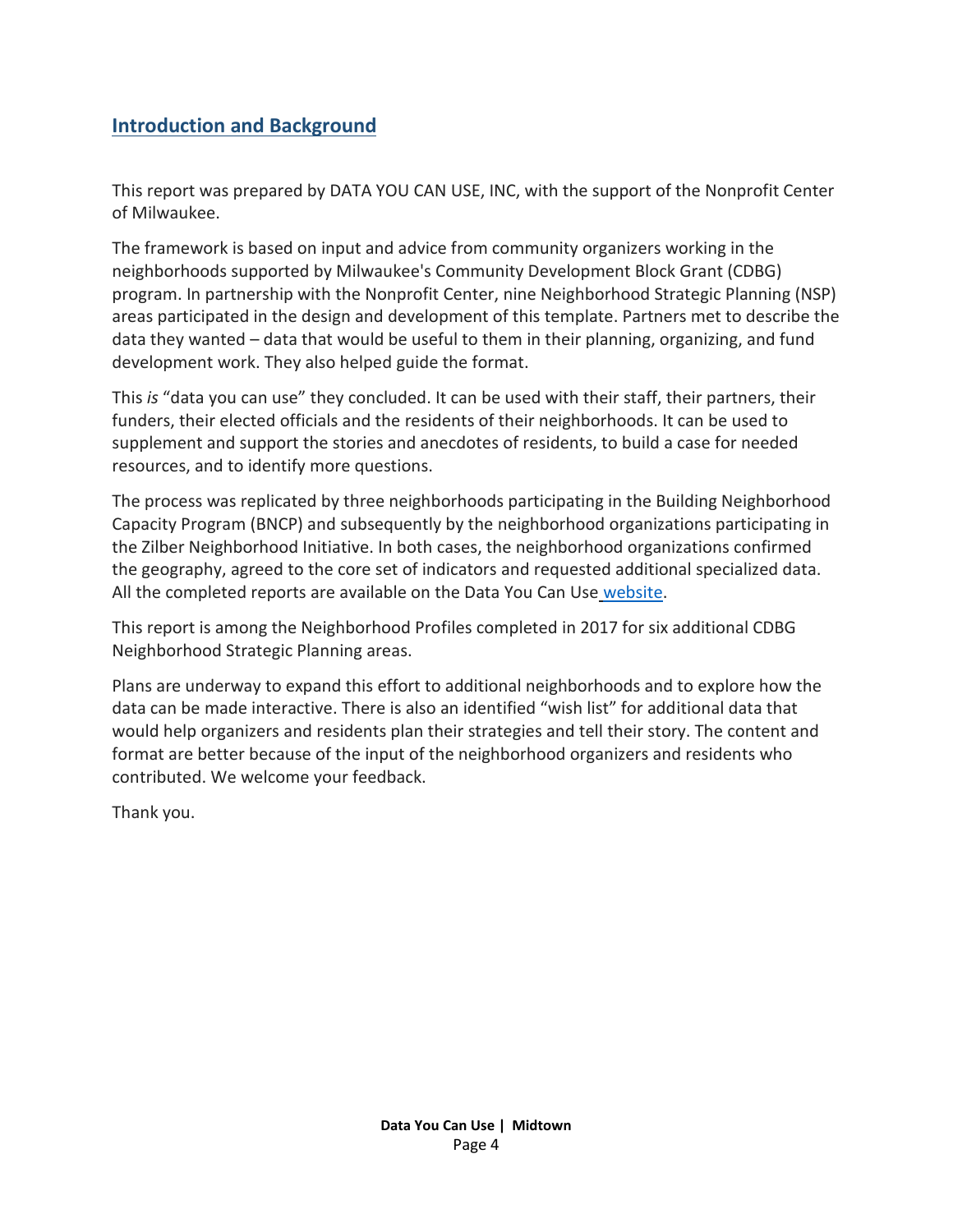## Introduction and Background

This report was prepared by DATA YOU CAN USE, INC, with the support of the Nonprofit Center of Milwaukee.

The framework is based on input and advice from community organizers working in the neighborhoods supported by Milwaukee's Community Development Block Grant (CDBG) program. In partnership with the Nonprofit Center, nine Neighborhood Strategic Planning (NSP) areas participated in the design and development of this template. Partners met to describe the data they wanted – data that would be useful to them in their planning, organizing, and fund development work. They also helped guide the format.

This *is* "data you can use" they concluded. It can be used with their staff, their partners, their funders, their elected officials and the residents of their neighborhoods. It can be used to supplement and support the stories and anecdotes of residents, to build a case for needed resources, and to identify more questions.

The process was replicated by three neighborhoods participating in the Building Neighborhood Capacity Program (BNCP) and subsequently by the neighborhood organizations participating in the Zilber Neighborhood Initiative. In both cases, the neighborhood organizations confirmed the geography, agreed to the core set of indicators and requested additional specialized data. All the completed reports are available on the Data You Can Use website.

This report is among the Neighborhood Profiles completed in 2017 for six additional CDBG Neighborhood Strategic Planning areas.

Plans are underway to expand this effort to additional neighborhoods and to explore how the data can be made interactive. There is also an identified "wish list" for additional data that would help organizers and residents plan their strategies and tell their story. The content and format are better because of the input of the neighborhood organizers and residents who contributed. We welcome your feedback.

Thank you.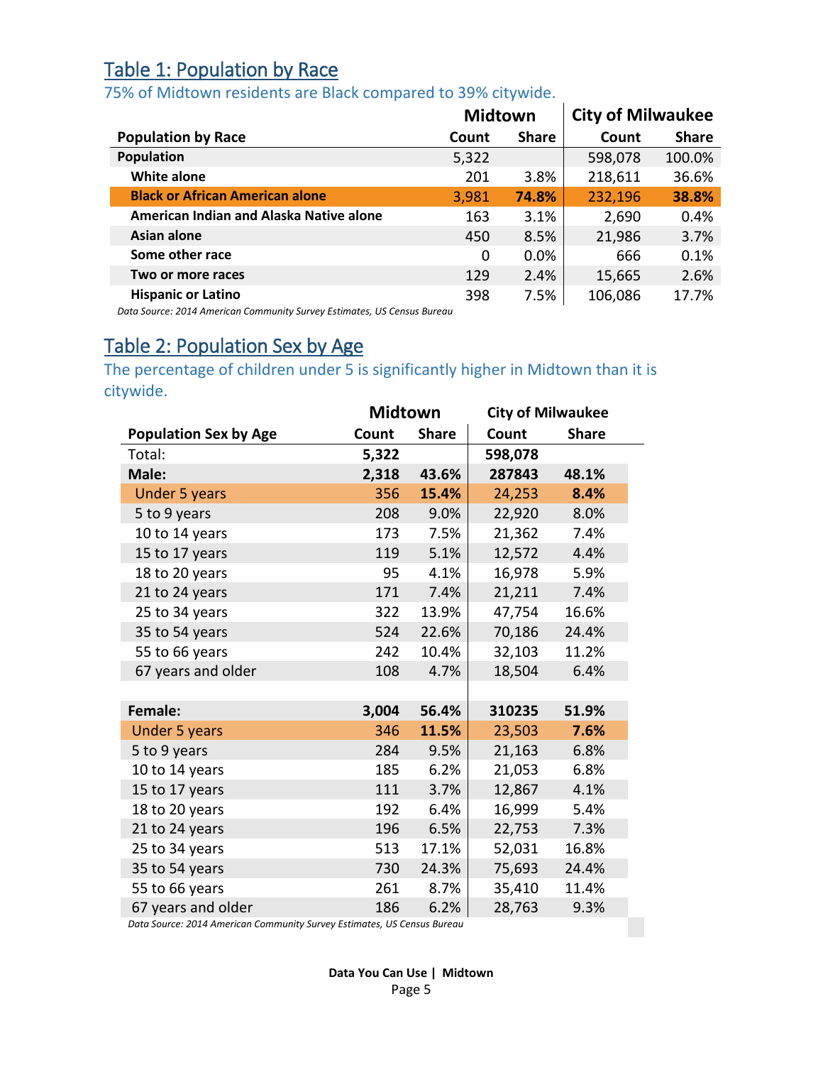## Table 1: Population by Race

75% of Midtown residents are Black compared to 39% citywide.

| Population by Race | Midtown Count | Midtown Share | City of Milwaukee Count | City of Milwaukee Share |
|---|---|---|---|---|
| **Population** | 5,322 | | 598,078 | 100.0% |
| **White alone** | 201 | 3.8% | 218,611 | 36.6% |
| **Black or African American alone** | 3,981 | **74.8%** | 232,196 | **38.8%** |
| **American Indian and Alaska Native alone** | 163 | 3.1% | 2,690 | 0.4% |
| **Asian alone** | 450 | 8.5% | 21,986 | 3.7% |
| **Some other race** | 0 | 0.0% | 666 | 0.1% |
| **Two or more races** | 129 | 2.4% | 15,665 | 2.6% |
| **Hispanic or Latino** | 398 | 7.5% | 106,086 | 17.7% |

*Data Source: 2014 American Community Survey Estimates, US Census Bureau*

## Table 2: Population Sex by Age

The percentage of children under 5 is significantly higher in Midtown than it is citywide.

| Population Sex by Age | Midtown Count | Midtown Share | City of Milwaukee Count | City of Milwaukee Share |
|---|---|---|---|---|
| Total: | **5,322** | | **598,078** | |
| **Male:** | **2,318** | **43.6%** | **287843** | **48.1%** |
| Under 5 years | 356 | **15.4%** | 24,253 | **8.4%** |
| 5 to 9 years | 208 | 9.0% | 22,920 | 8.0% |
| 10 to 14 years | 173 | 7.5% | 21,362 | 7.4% |
| 15 to 17 years | 119 | 5.1% | 12,572 | 4.4% |
| 18 to 20 years | 95 | 4.1% | 16,978 | 5.9% |
| 21 to 24 years | 171 | 7.4% | 21,211 | 7.4% |
| 25 to 34 years | 322 | 13.9% | 47,754 | 16.6% |
| 35 to 54 years | 524 | 22.6% | 70,186 | 24.4% |
| 55 to 66 years | 242 | 10.4% | 32,103 | 11.2% |
| 67 years and older | 108 | 4.7% | 18,504 | 6.4% |
| | | | | |
| **Female:** | **3,004** | **56.4%** | **310235** | **51.9%** |
| Under 5 years | 346 | **11.5%** | 23,503 | **7.6%** |
| 5 to 9 years | 284 | 9.5% | 21,163 | 6.8% |
| 10 to 14 years | 185 | 6.2% | 21,053 | 6.8% |
| 15 to 17 years | 111 | 3.7% | 12,867 | 4.1% |
| 18 to 20 years | 192 | 6.4% | 16,999 | 5.4% |
| 21 to 24 years | 196 | 6.5% | 22,753 | 7.3% |
| 25 to 34 years | 513 | 17.1% | 52,031 | 16.8% |
| 35 to 54 years | 730 | 24.3% | 75,693 | 24.4% |
| 55 to 66 years | 261 | 8.7% | 35,410 | 11.4% |
| 67 years and older | 186 | 6.2% | 28,763 | 9.3% |

*Data Source: 2014 American Community Survey Estimates, US Census Bureau*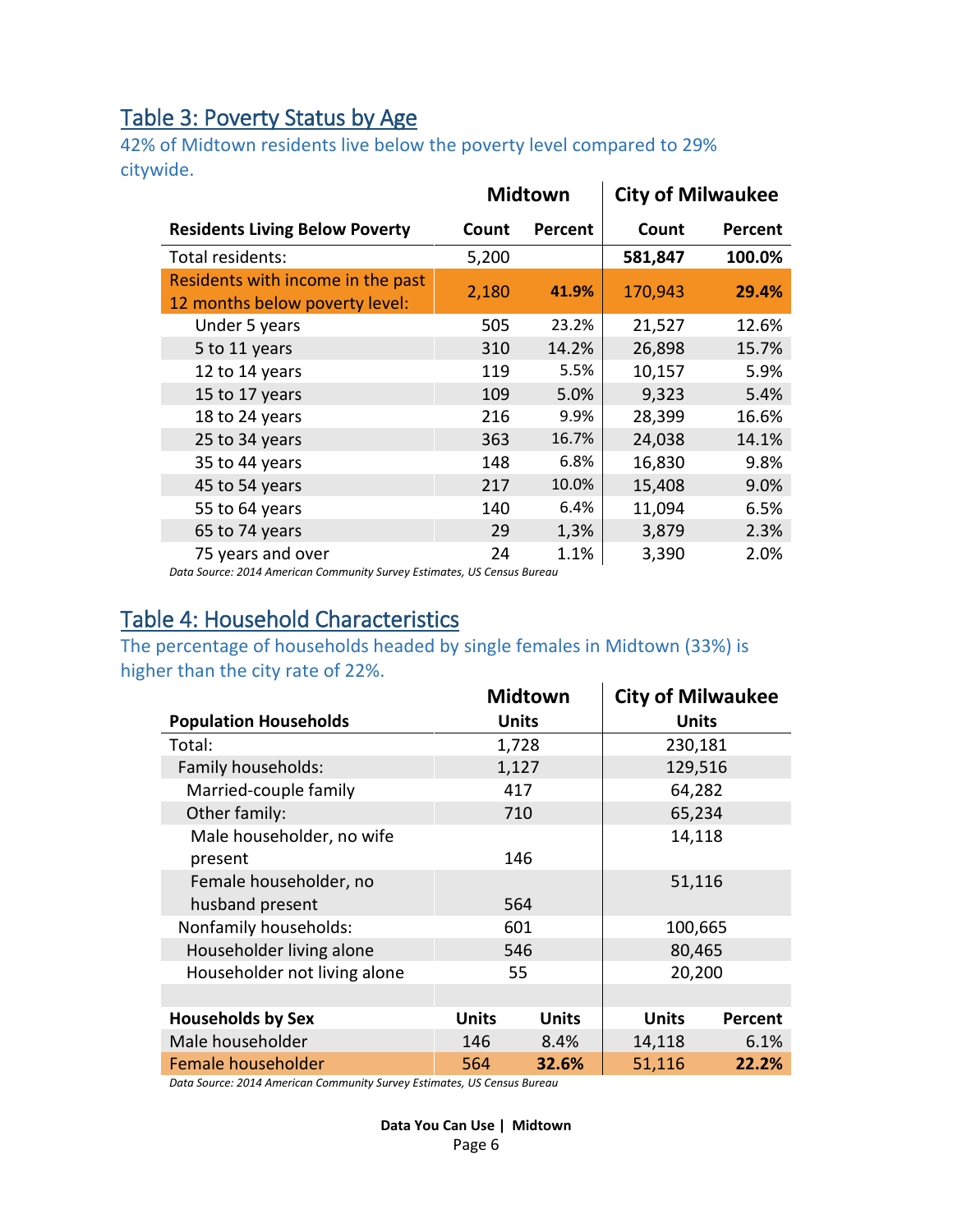## Table 3: Poverty Status by Age

42% of Midtown residents live below the poverty level compared to 29% citywide.

| | Midtown | | City of Milwaukee | |
|---|---|---|---|---|
| **Residents Living Below Poverty** | **Count** | **Percent** | **Count** | **Percent** |
| Total residents: | 5,200 | | **581,847** | **100.0%** |
| Residents with income in the past 12 months below poverty level: | 2,180 | **41.9%** | 170,943 | **29.4%** |
| Under 5 years | 505 | 23.2% | 21,527 | 12.6% |
| 5 to 11 years | 310 | 14.2% | 26,898 | 15.7% |
| 12 to 14 years | 119 | 5.5% | 10,157 | 5.9% |
| 15 to 17 years | 109 | 5.0% | 9,323 | 5.4% |
| 18 to 24 years | 216 | 9.9% | 28,399 | 16.6% |
| 25 to 34 years | 363 | 16.7% | 24,038 | 14.1% |
| 35 to 44 years | 148 | 6.8% | 16,830 | 9.8% |
| 45 to 54 years | 217 | 10.0% | 15,408 | 9.0% |
| 55 to 64 years | 140 | 6.4% | 11,094 | 6.5% |
| 65 to 74 years | 29 | 1,3% | 3,879 | 2.3% |
| 75 years and over | 24 | 1.1% | 3,390 | 2.0% |

*Data Source: 2014 American Community Survey Estimates, US Census Bureau*

## Table 4: Household Characteristics

The percentage of households headed by single females in Midtown (33%) is higher than the city rate of 22%.

| | Midtown | | City of Milwaukee | |
|---|---|---|---|---|
| **Population Households** | **Units** | | **Units** | |
| Total: | 1,728 | | 230,181 | |
| Family households: | 1,127 | | 129,516 | |
| Married-couple family | 417 | | 64,282 | |
| Other family: | 710 | | 65,234 | |
| Male householder, no wife present | 146 | | 14,118 | |
| Female householder, no husband present | 564 | | 51,116 | |
| Nonfamily households: | 601 | | 100,665 | |
| Householder living alone | 546 | | 80,465 | |
| Householder not living alone | 55 | | 20,200 | |
| | | | | |
| **Households by Sex** | **Units** | **Units** | **Units** | **Percent** |
| Male householder | 146 | 8.4% | 14,118 | 6.1% |
| Female householder | 564 | **32.6%** | 51,116 | **22.2%** |

*Data Source: 2014 American Community Survey Estimates, US Census Bureau*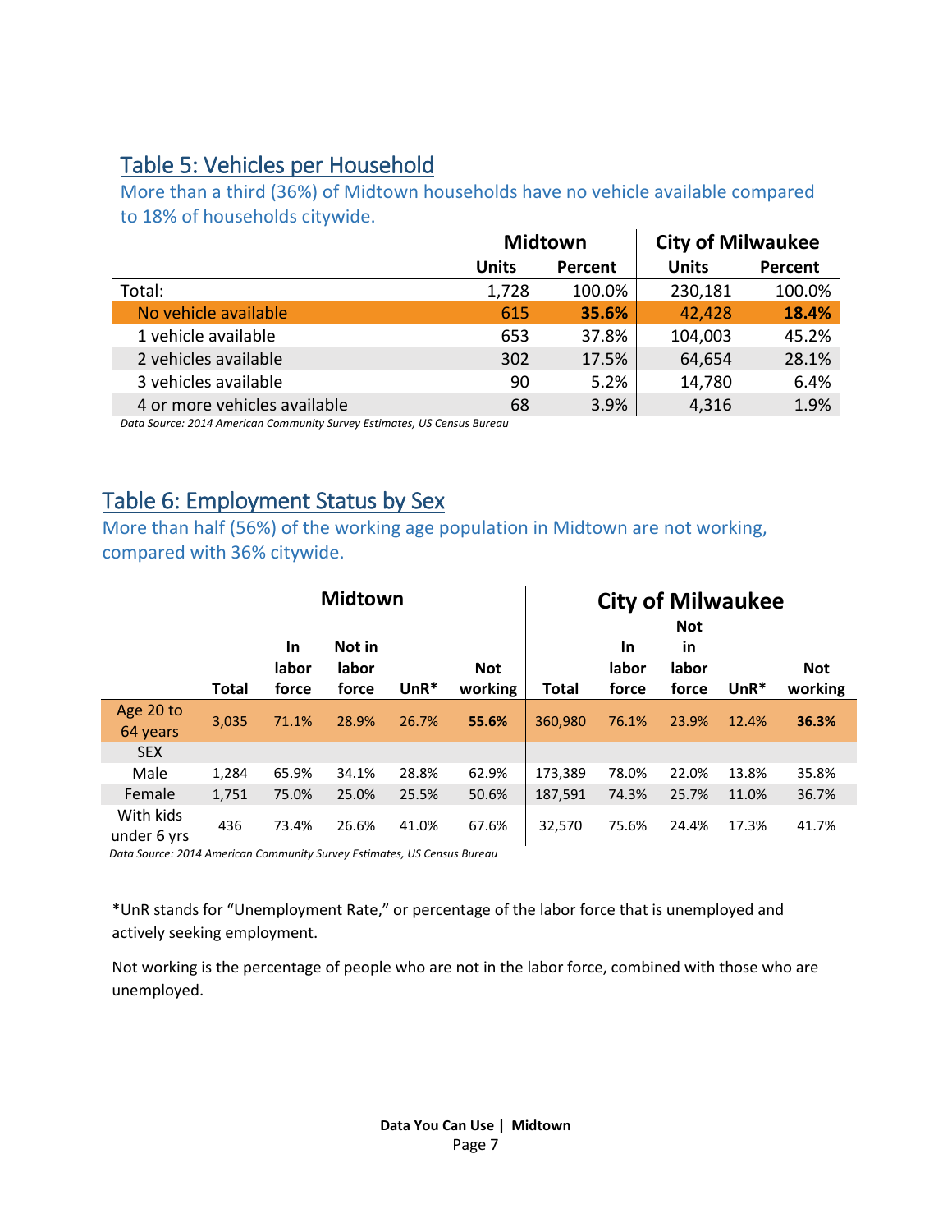## Table 5: Vehicles per Household

More than a third (36%) of Midtown households have no vehicle available compared to 18% of households citywide.

| | Midtown | | City of Milwaukee | |
|---|---|---|---|---|
| | Units | Percent | Units | Percent |
| Total: | 1,728 | 100.0% | 230,181 | 100.0% |
| No vehicle available | 615 | **35.6%** | 42,428 | **18.4%** |
| 1 vehicle available | 653 | 37.8% | 104,003 | 45.2% |
| 2 vehicles available | 302 | 17.5% | 64,654 | 28.1% |
| 3 vehicles available | 90 | 5.2% | 14,780 | 6.4% |
| 4 or more vehicles available | 68 | 3.9% | 4,316 | 1.9% |

*Data Source: 2014 American Community Survey Estimates, US Census Bureau*

## Table 6: Employment Status by Sex

More than half (56%) of the working age population in Midtown are not working, compared with 36% citywide.

| | Midtown | | | | | City of Milwaukee | | | | |
|---|---|---|---|---|---|---|---|---|---|---|
| | Total | In labor force | Not in labor force | UnR* | Not working | Total | In labor force | Not in labor force | UnR* | Not working |
| Age 20 to 64 years | 3,035 | 71.1% | 28.9% | 26.7% | **55.6%** | 360,980 | 76.1% | 23.9% | 12.4% | **36.3%** |
| SEX | | | | | | | | | | |
| Male | 1,284 | 65.9% | 34.1% | 28.8% | 62.9% | 173,389 | 78.0% | 22.0% | 13.8% | 35.8% |
| Female | 1,751 | 75.0% | 25.0% | 25.5% | 50.6% | 187,591 | 74.3% | 25.7% | 11.0% | 36.7% |
| With kids under 6 yrs | 436 | 73.4% | 26.6% | 41.0% | 67.6% | 32,570 | 75.6% | 24.4% | 17.3% | 41.7% |

*Data Source: 2014 American Community Survey Estimates, US Census Bureau*

*UnR stands for "Unemployment Rate," or percentage of the labor force that is unemployed and actively seeking employment.

Not working is the percentage of people who are not in the labor force, combined with those who are unemployed.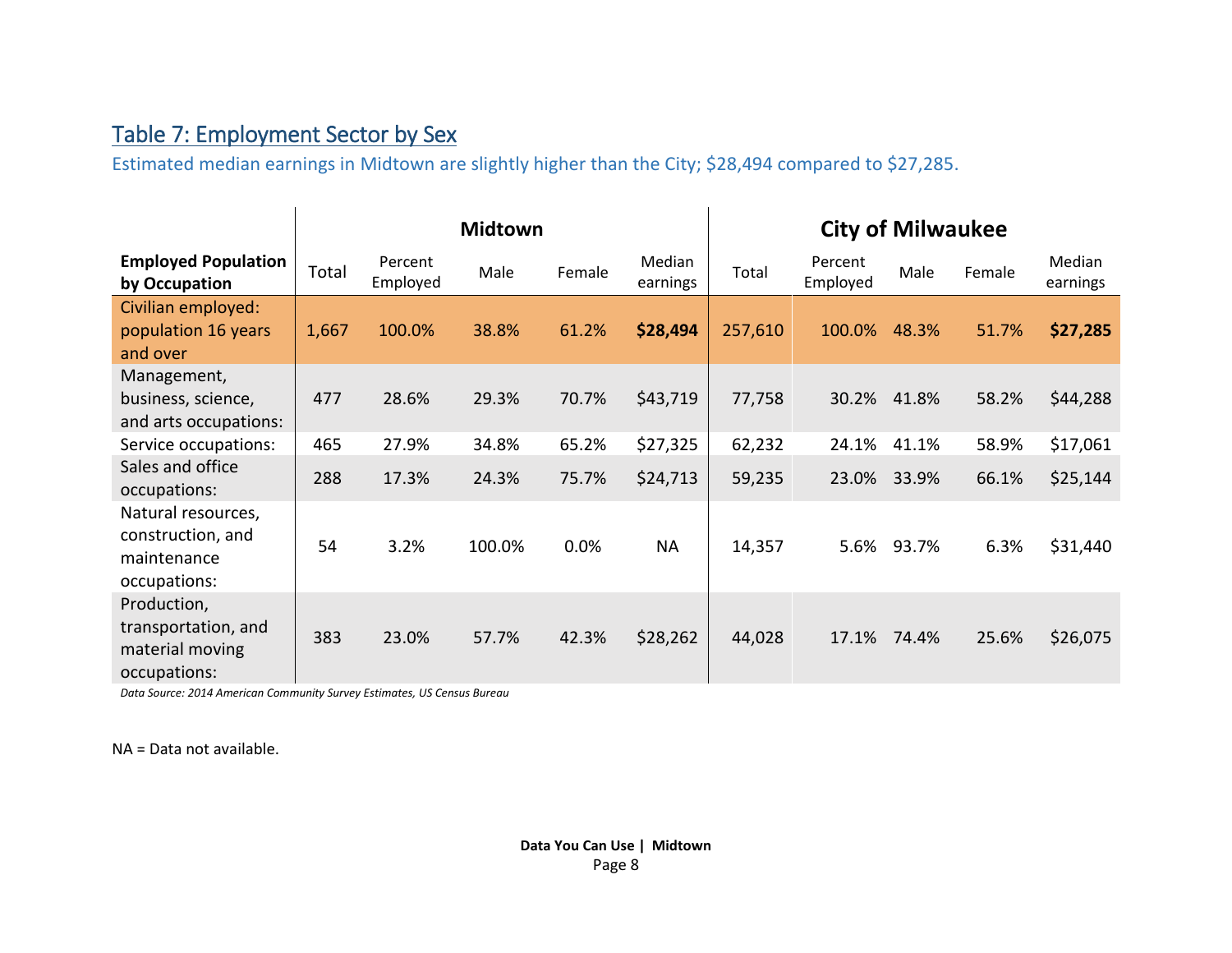## Table 7: Employment Sector by Sex

Estimated median earnings in Midtown are slightly higher than the City; $28,494 compared to $27,285.

| | Midtown | | | | | City of Milwaukee | | | | |
|---|---|---|---|---|---|---|---|---|---|---|
| **Employed Population by Occupation** | Total | Percent Employed | Male | Female | Median earnings | Total | Percent Employed | Male | Female | Median earnings |
| Civilian employed: population 16 years and over | 1,667 | 100.0% | 38.8% | 61.2% | **$28,494** | 257,610 | 100.0% | 48.3% | 51.7% | **$27,285** |
| Management, business, science, and arts occupations: | 477 | 28.6% | 29.3% | 70.7% | $43,719 | 77,758 | 30.2% | 41.8% | 58.2% | $44,288 |
| Service occupations: | 465 | 27.9% | 34.8% | 65.2% | $27,325 | 62,232 | 24.1% | 41.1% | 58.9% | $17,061 |
| Sales and office occupations: | 288 | 17.3% | 24.3% | 75.7% | $24,713 | 59,235 | 23.0% | 33.9% | 66.1% | $25,144 |
| Natural resources, construction, and maintenance occupations: | 54 | 3.2% | 100.0% | 0.0% | NA | 14,357 | 5.6% | 93.7% | 6.3% | $31,440 |
| Production, transportation, and material moving occupations: | 383 | 23.0% | 57.7% | 42.3% | $28,262 | 44,028 | 17.1% | 74.4% | 25.6% | $26,075 |

*Data Source: 2014 American Community Survey Estimates, US Census Bureau*

NA = Data not available.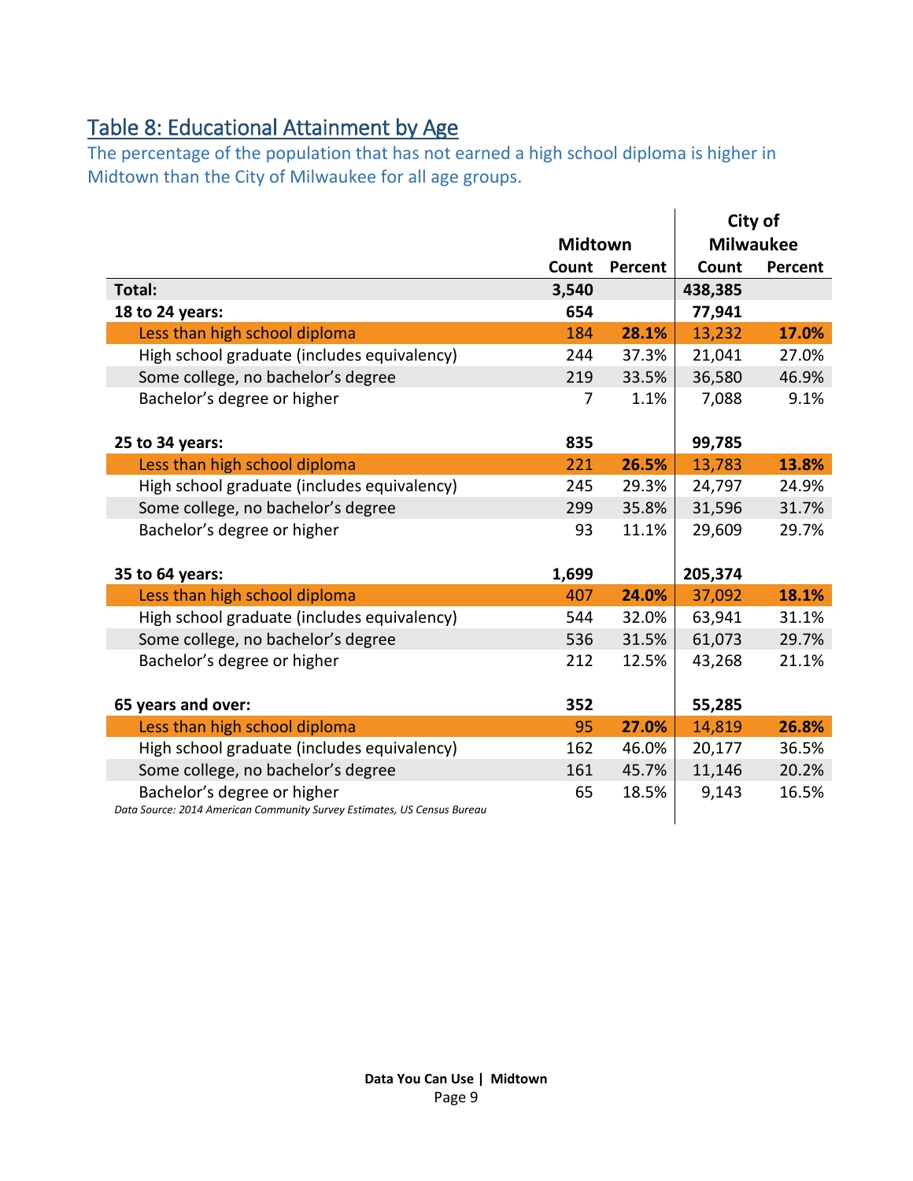## Table 8: Educational Attainment by Age

The percentage of the population that has not earned a high school diploma is higher in Midtown than the City of Milwaukee for all age groups.

| | Midtown | | City of Milwaukee | |
|---|---|---|---|---|
| | Count | Percent | Count | Percent |
| **Total:** | **3,540** | | **438,385** | |
| **18 to 24 years:** | **654** | | **77,941** | |
| Less than high school diploma | 184 | **28.1%** | 13,232 | **17.0%** |
| High school graduate (includes equivalency) | 244 | 37.3% | 21,041 | 27.0% |
| Some college, no bachelor's degree | 219 | 33.5% | 36,580 | 46.9% |
| Bachelor's degree or higher | 7 | 1.1% | 7,088 | 9.1% |
| **25 to 34 years:** | **835** | | **99,785** | |
| Less than high school diploma | 221 | **26.5%** | 13,783 | **13.8%** |
| High school graduate (includes equivalency) | 245 | 29.3% | 24,797 | 24.9% |
| Some college, no bachelor's degree | 299 | 35.8% | 31,596 | 31.7% |
| Bachelor's degree or higher | 93 | 11.1% | 29,609 | 29.7% |
| **35 to 64 years:** | **1,699** | | **205,374** | |
| Less than high school diploma | 407 | **24.0%** | 37,092 | **18.1%** |
| High school graduate (includes equivalency) | 544 | 32.0% | 63,941 | 31.1% |
| Some college, no bachelor's degree | 536 | 31.5% | 61,073 | 29.7% |
| Bachelor's degree or higher | 212 | 12.5% | 43,268 | 21.1% |
| **65 years and over:** | **352** | | **55,285** | |
| Less than high school diploma | 95 | **27.0%** | 14,819 | **26.8%** |
| High school graduate (includes equivalency) | 162 | 46.0% | 20,177 | 36.5% |
| Some college, no bachelor's degree | 161 | 45.7% | 11,146 | 20.2% |
| Bachelor's degree or higher | 65 | 18.5% | 9,143 | 16.5% |

*Data Source: 2014 American Community Survey Estimates, US Census Bureau*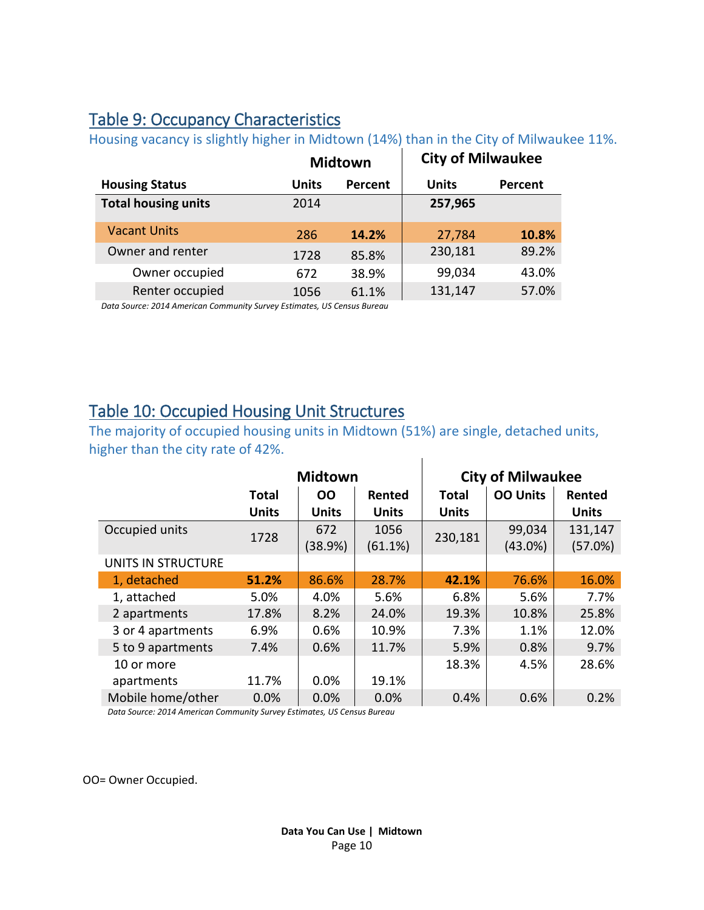## Table 9: Occupancy Characteristics

Housing vacancy is slightly higher in Midtown (14%) than in the City of Milwaukee 11%.

| | Midtown | | City of Milwaukee | |
|---|---|---|---|---|
| **Housing Status** | **Units** | **Percent** | **Units** | **Percent** |
| **Total housing units** | 2014 | | **257,965** | |
| Vacant Units | 286 | **14.2%** | 27,784 | **10.8%** |
| Owner and renter | 1728 | 85.8% | 230,181 | 89.2% |
| Owner occupied | 672 | 38.9% | 99,034 | 43.0% |
| Renter occupied | 1056 | 61.1% | 131,147 | 57.0% |

*Data Source: 2014 American Community Survey Estimates, US Census Bureau*

## Table 10: Occupied Housing Unit Structures

The majority of occupied housing units in Midtown (51%) are single, detached units, higher than the city rate of 42%.

| | Midtown | | | City of Milwaukee | | |
|---|---|---|---|---|---|---|
| | **Total Units** | **OO Units** | **Rented Units** | **Total Units** | **OO Units** | **Rented Units** |
| Occupied units | 1728 | 672 (38.9%) | 1056 (61.1%) | 230,181 | 99,034 (43.0%) | 131,147 (57.0%) |
| UNITS IN STRUCTURE | | | | | | |
| 1, detached | **51.2%** | 86.6% | 28.7% | **42.1%** | 76.6% | 16.0% |
| 1, attached | 5.0% | 4.0% | 5.6% | 6.8% | 5.6% | 7.7% |
| 2 apartments | 17.8% | 8.2% | 24.0% | 19.3% | 10.8% | 25.8% |
| 3 or 4 apartments | 6.9% | 0.6% | 10.9% | 7.3% | 1.1% | 12.0% |
| 5 to 9 apartments | 7.4% | 0.6% | 11.7% | 5.9% | 0.8% | 9.7% |
| 10 or more apartments | 11.7% | 0.0% | 19.1% | 18.3% | 4.5% | 28.6% |
| Mobile home/other | 0.0% | 0.0% | 0.0% | 0.4% | 0.6% | 0.2% |

*Data Source: 2014 American Community Survey Estimates, US Census Bureau*

OO= Owner Occupied.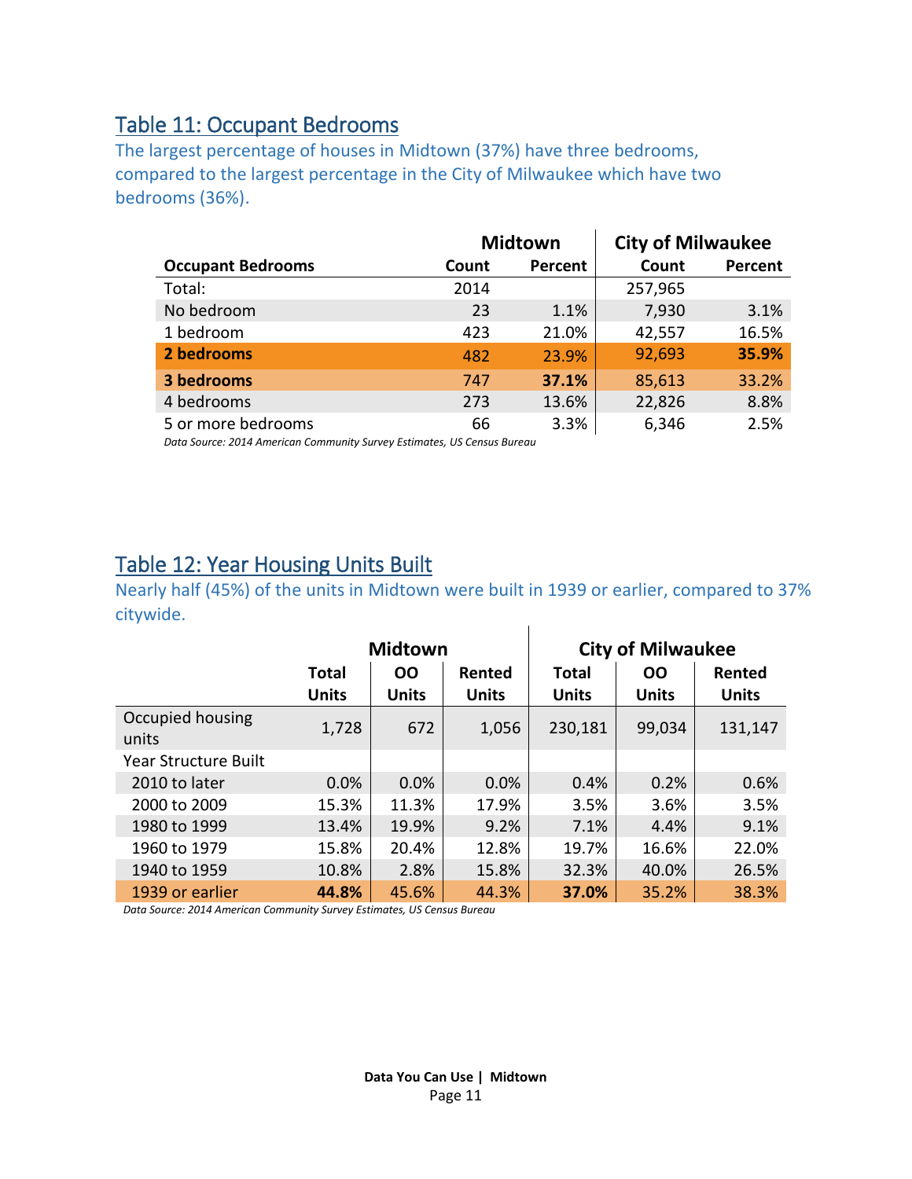## Table 11: Occupant Bedrooms

The largest percentage of houses in Midtown (37%) have three bedrooms, compared to the largest percentage in the City of Milwaukee which have two bedrooms (36%).

| | Midtown | | City of Milwaukee | |
|---|---|---|---|---|
| **Occupant Bedrooms** | **Count** | **Percent** | **Count** | **Percent** |
| Total: | 2014 | | 257,965 | |
| No bedroom | 23 | 1.1% | 7,930 | 3.1% |
| 1 bedroom | 423 | 21.0% | 42,557 | 16.5% |
| **2 bedrooms** | 482 | 23.9% | 92,693 | **35.9%** |
| **3 bedrooms** | 747 | **37.1%** | 85,613 | 33.2% |
| 4 bedrooms | 273 | 13.6% | 22,826 | 8.8% |
| 5 or more bedrooms | 66 | 3.3% | 6,346 | 2.5% |

*Data Source: 2014 American Community Survey Estimates, US Census Bureau*

## Table 12: Year Housing Units Built

Nearly half (45%) of the units in Midtown were built in 1939 or earlier, compared to 37% citywide.

| | Midtown | | | City of Milwaukee | | |
|---|---|---|---|---|---|---|
| | **Total Units** | **OO Units** | **Rented Units** | **Total Units** | **OO Units** | **Rented Units** |
| Occupied housing units | 1,728 | 672 | 1,056 | 230,181 | 99,034 | 131,147 |
| Year Structure Built | | | | | | |
| 2010 to later | 0.0% | 0.0% | 0.0% | 0.4% | 0.2% | 0.6% |
| 2000 to 2009 | 15.3% | 11.3% | 17.9% | 3.5% | 3.6% | 3.5% |
| 1980 to 1999 | 13.4% | 19.9% | 9.2% | 7.1% | 4.4% | 9.1% |
| 1960 to 1979 | 15.8% | 20.4% | 12.8% | 19.7% | 16.6% | 22.0% |
| 1940 to 1959 | 10.8% | 2.8% | 15.8% | 32.3% | 40.0% | 26.5% |
| 1939 or earlier | **44.8%** | 45.6% | 44.3% | **37.0%** | 35.2% | 38.3% |

*Data Source: 2014 American Community Survey Estimates, US Census Bureau*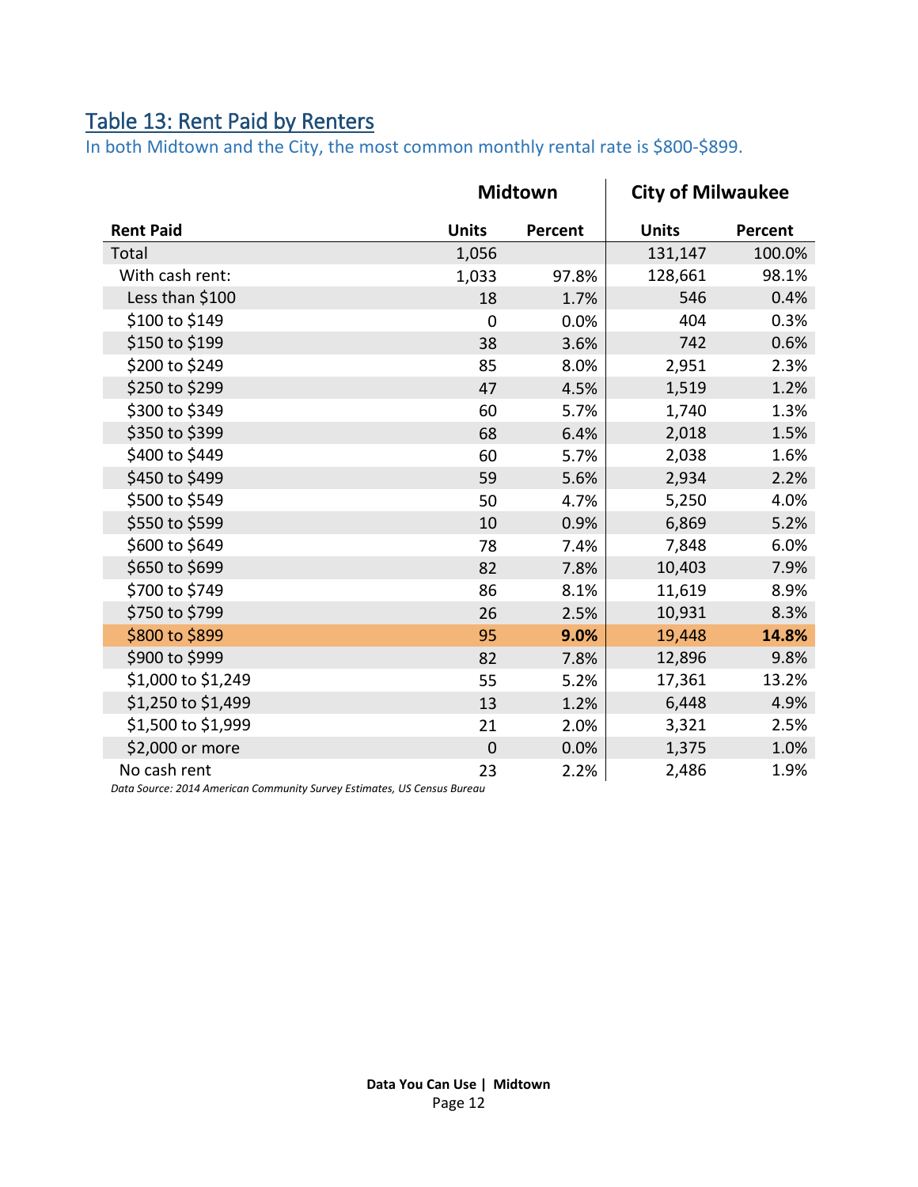## Table 13: Rent Paid by Renters

In both Midtown and the City, the most common monthly rental rate is $800-$899.

| | Midtown | | City of Milwaukee | |
|---|---|---|---|---|
| **Rent Paid** | **Units** | **Percent** | **Units** | **Percent** |
| Total | 1,056 | | 131,147 | 100.0% |
| With cash rent: | 1,033 | 97.8% | 128,661 | 98.1% |
| Less than $100 | 18 | 1.7% | 546 | 0.4% |
| $100 to $149 | 0 | 0.0% | 404 | 0.3% |
| $150 to $199 | 38 | 3.6% | 742 | 0.6% |
| $200 to $249 | 85 | 8.0% | 2,951 | 2.3% |
| $250 to $299 | 47 | 4.5% | 1,519 | 1.2% |
| $300 to $349 | 60 | 5.7% | 1,740 | 1.3% |
| $350 to $399 | 68 | 6.4% | 2,018 | 1.5% |
| $400 to $449 | 60 | 5.7% | 2,038 | 1.6% |
| $450 to $499 | 59 | 5.6% | 2,934 | 2.2% |
| $500 to $549 | 50 | 4.7% | 5,250 | 4.0% |
| $550 to $599 | 10 | 0.9% | 6,869 | 5.2% |
| $600 to $649 | 78 | 7.4% | 7,848 | 6.0% |
| $650 to $699 | 82 | 7.8% | 10,403 | 7.9% |
| $700 to $749 | 86 | 8.1% | 11,619 | 8.9% |
| $750 to $799 | 26 | 2.5% | 10,931 | 8.3% |
| $800 to $899 | 95 | **9.0%** | 19,448 | **14.8%** |
| $900 to $999 | 82 | 7.8% | 12,896 | 9.8% |
| $1,000 to $1,249 | 55 | 5.2% | 17,361 | 13.2% |
| $1,250 to $1,499 | 13 | 1.2% | 6,448 | 4.9% |
| $1,500 to $1,999 | 21 | 2.0% | 3,321 | 2.5% |
| $2,000 or more | 0 | 0.0% | 1,375 | 1.0% |
| No cash rent | 23 | 2.2% | 2,486 | 1.9% |

*Data Source: 2014 American Community Survey Estimates, US Census Bureau*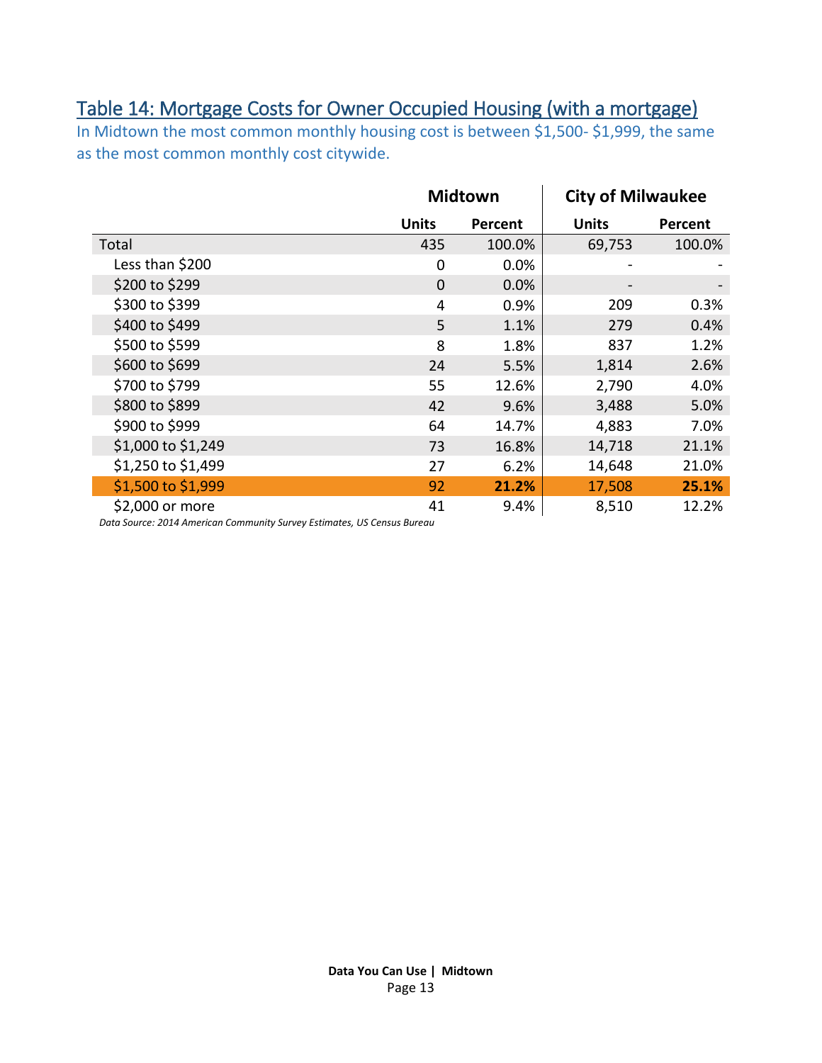## Table 14: Mortgage Costs for Owner Occupied Housing (with a mortgage)

In Midtown the most common monthly housing cost is between $1,500- $1,999, the same as the most common monthly cost citywide.

| | Midtown | | City of Milwaukee | |
|---|---|---|---|---|
| | Units | Percent | Units | Percent |
| Total | 435 | 100.0% | 69,753 | 100.0% |
| Less than $200 | 0 | 0.0% | - | - |
| $200 to $299 | 0 | 0.0% | - | - |
| $300 to $399 | 4 | 0.9% | 209 | 0.3% |
| $400 to $499 | 5 | 1.1% | 279 | 0.4% |
| $500 to $599 | 8 | 1.8% | 837 | 1.2% |
| $600 to $699 | 24 | 5.5% | 1,814 | 2.6% |
| $700 to $799 | 55 | 12.6% | 2,790 | 4.0% |
| $800 to $899 | 42 | 9.6% | 3,488 | 5.0% |
| $900 to $999 | 64 | 14.7% | 4,883 | 7.0% |
| $1,000 to $1,249 | 73 | 16.8% | 14,718 | 21.1% |
| $1,250 to $1,499 | 27 | 6.2% | 14,648 | 21.0% |
| $1,500 to $1,999 | 92 | **21.2%** | 17,508 | **25.1%** |
| $2,000 or more | 41 | 9.4% | 8,510 | 12.2% |

*Data Source: 2014 American Community Survey Estimates, US Census Bureau*